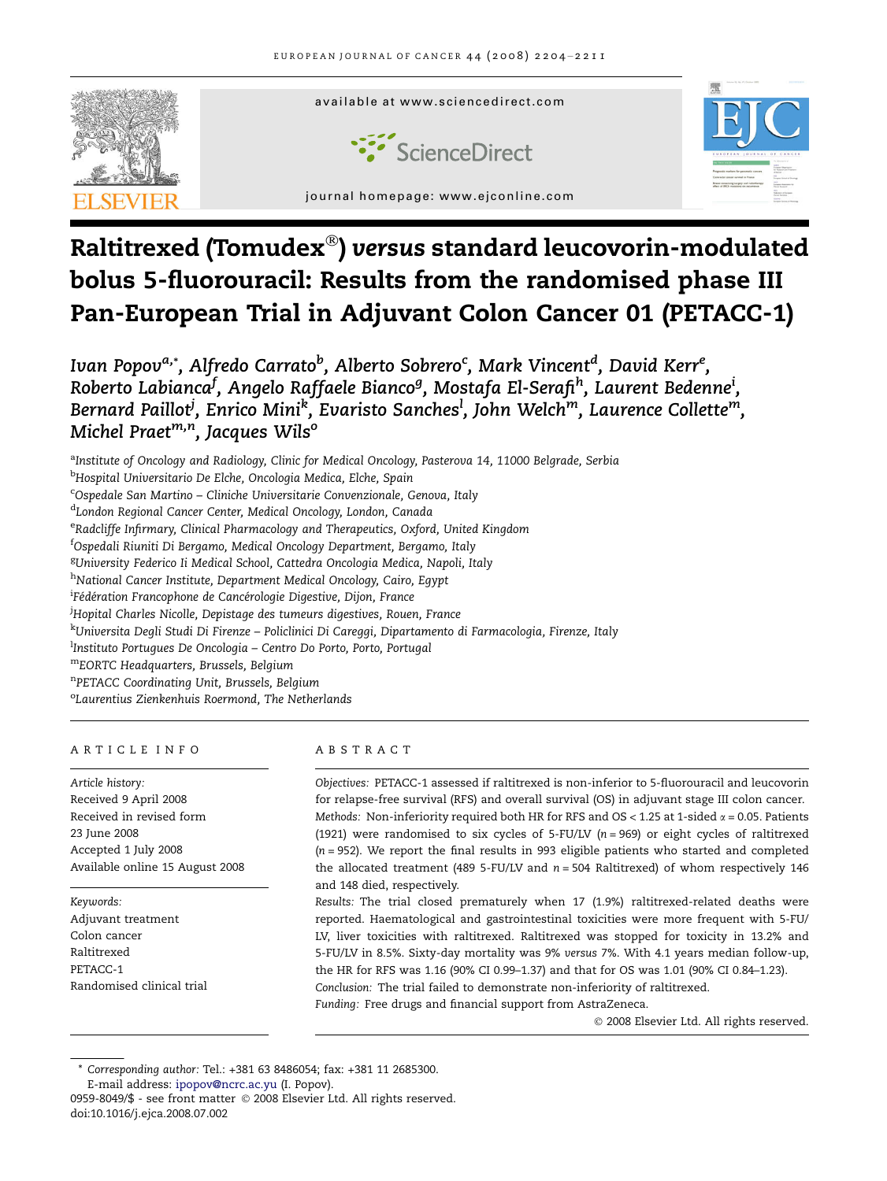# Raltitrexed (Tomudex®) *versus* standard leucovorin-modulated bolus 5-fluorouracil: Results from the randomised phase III Pan-European Trial in Adjuvant Colon Cancer 01 (PETACC-1)

*Ivan Popov[a,*], Alfredo Carrato[b], Alberto Sobrero[c], Mark Vincent[d], David Kerr[e], Roberto Labianca[f], Angelo Raffaele Bianco[g], Mostafa El-Serafi[h], Laurent Bedenne[i], Bernard Paillot[j], Enrico Mini[k], Evaristo Sanches[l], John Welch[m], Laurence Collette[m], Michel Praet[m,n], Jacques Wils[o]*

[a]*Institute of Oncology and Radiology, Clinic for Medical Oncology, Pasterova 14, 11000 Belgrade, Serbia*
[b]*Hospital Universitario De Elche, Oncologia Medica, Elche, Spain*
[c]*Ospedale San Martino – Cliniche Universitarie Convenzionale, Genova, Italy*
[d]*London Regional Cancer Center, Medical Oncology, London, Canada*
[e]*Radcliffe Infirmary, Clinical Pharmacology and Therapeutics, Oxford, United Kingdom*
[f]*Ospedali Riuniti Di Bergamo, Medical Oncology Department, Bergamo, Italy*
[g]*University Federico Ii Medical School, Cattedra Oncologia Medica, Napoli, Italy*
[h]*National Cancer Institute, Department Medical Oncology, Cairo, Egypt*
[i]*Fédération Francophone de Cancérologie Digestive, Dijon, France*
[j]*Hopital Charles Nicolle, Depistage des tumeurs digestives, Rouen, France*
[k]*Universita Degli Studi Di Firenze – Policlinici Di Careggi, Dipartamento di Farmacologia, Firenze, Italy*
[l]*Instituto Portugues De Oncologia – Centro Do Porto, Porto, Portugal*
[m]*EORTC Headquarters, Brussels, Belgium*
[n]*PETACC Coordinating Unit, Brussels, Belgium*
[o]*Laurentius Zienkenhuis Roermond, The Netherlands*

## ARTICLE INFO

*Article history:*
Received 9 April 2008
Received in revised form 23 June 2008
Accepted 1 July 2008
Available online 15 August 2008

*Keywords:*
Adjuvant treatment
Colon cancer
Raltitrexed
PETACC-1
Randomised clinical trial

## ABSTRACT

*Objectives:* PETACC-1 assessed if raltitrexed is non-inferior to 5-fluorouracil and leucovorin for relapse-free survival (RFS) and overall survival (OS) in adjuvant stage III colon cancer.
*Methods:* Non-inferiority required both HR for RFS and OS < 1.25 at 1-sided $\alpha = 0.05$. Patients (1921) were randomised to six cycles of 5-FU/LV ($n = 969$) or eight cycles of raltitrexed ($n = 952$). We report the final results in 993 eligible patients who started and completed the allocated treatment (489 5-FU/LV and $n = 504$ Raltitrexed) of whom respectively 146 and 148 died, respectively.
*Results:* The trial closed prematurely when 17 (1.9%) raltitrexed-related deaths were reported. Haematological and gastrointestinal toxicities were more frequent with 5-FU/LV, liver toxicities with raltitrexed. Raltitrexed was stopped for toxicity in 13.2% and 5-FU/LV in 8.5%. Sixty-day mortality was 9% *versus* 7%. With 4.1 years median follow-up, the HR for RFS was 1.16 (90% CI 0.99–1.37) and that for OS was 1.01 (90% CI 0.84–1.23).
*Conclusion:* The trial failed to demonstrate non-inferiority of raltitrexed.
*Funding:* Free drugs and financial support from AstraZeneca.

© 2008 Elsevier Ltd. All rights reserved.

---

* *Corresponding author:* Tel.: +381 63 8486054; fax: +381 11 2685300.
E-mail address: ipopov@ncrc.ac.yu (I. Popov).
0959-8049/$ - see front matter © 2008 Elsevier Ltd. All rights reserved.
doi:10.1016/j.ejca.2008.07.002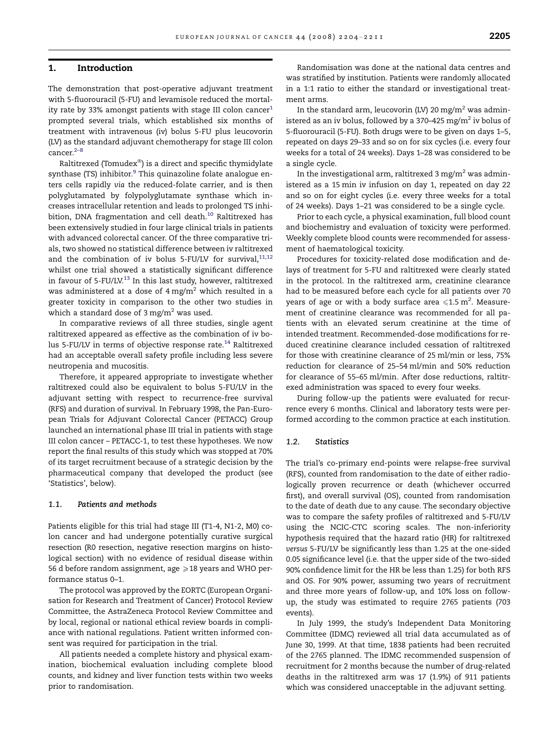## 1. Introduction

The demonstration that post-operative adjuvant treatment with 5-fluorouracil (5-FU) and levamisole reduced the mortality rate by 33% amongst patients with stage III colon cancer[1] prompted several trials, which established six months of treatment with intravenous (iv) bolus 5-FU plus leucovorin (LV) as the standard adjuvant chemotherapy for stage III colon cancer.[2–8]

Raltitrexed (Tomudex®) is a direct and specific thymidylate synthase (TS) inhibitor.[9] This quinazoline folate analogue enters cells rapidly *via* the reduced-folate carrier, and is then polyglutamated by folypolyglutamate synthase which increases intracellular retention and leads to prolonged TS inhibition, DNA fragmentation and cell death.[10] Raltitrexed has been extensively studied in four large clinical trials in patients with advanced colorectal cancer. Of the three comparative trials, two showed no statistical difference between iv raltitrexed and the combination of iv bolus 5-FU/LV for survival,[11,12] whilst one trial showed a statistically significant difference in favour of 5-FU/LV.[13] In this last study, however, raltitrexed was administered at a dose of 4 mg/m$^2$ which resulted in a greater toxicity in comparison to the other two studies in which a standard dose of 3 mg/m$^2$ was used.

In comparative reviews of all three studies, single agent raltitrexed appeared as effective as the combination of iv bolus 5-FU/LV in terms of objective response rate.[14] Raltitrexed had an acceptable overall safety profile including less severe neutropenia and mucositis.

Therefore, it appeared appropriate to investigate whether raltitrexed could also be equivalent to bolus 5-FU/LV in the adjuvant setting with respect to recurrence-free survival (RFS) and duration of survival. In February 1998, the Pan-European Trials for Adjuvant Colorectal Cancer (PETACC) Group launched an international phase III trial in patients with stage III colon cancer – PETACC-1, to test these hypotheses. We now report the final results of this study which was stopped at 70% of its target recruitment because of a strategic decision by the pharmaceutical company that developed the product (see 'Statistics', below).

### 1.1. Patients and methods

Patients eligible for this trial had stage III (T1-4, N1-2, M0) colon cancer and had undergone potentially curative surgical resection (R0 resection, negative resection margins on histological section) with no evidence of residual disease within 56 d before random assignment, age $\geqslant$18 years and WHO performance status 0–1.

The protocol was approved by the EORTC (European Organisation for Research and Treatment of Cancer) Protocol Review Committee, the AstraZeneca Protocol Review Committee and by local, regional or national ethical review boards in compliance with national regulations. Patient written informed consent was required for participation in the trial.

All patients needed a complete history and physical examination, biochemical evaluation including complete blood counts, and kidney and liver function tests within two weeks prior to randomisation.

Randomisation was done at the national data centres and was stratified by institution. Patients were randomly allocated in a 1:1 ratio to either the standard or investigational treatment arms.

In the standard arm, leucovorin (LV) 20 mg/m$^2$ was administered as an iv bolus, followed by a 370–425 mg/m$^2$ iv bolus of 5-fluorouracil (5-FU). Both drugs were to be given on days 1–5, repeated on days 29–33 and so on for six cycles (i.e. every four weeks for a total of 24 weeks). Days 1–28 was considered to be a single cycle.

In the investigational arm, raltitrexed 3 mg/m$^2$ was administered as a 15 min iv infusion on day 1, repeated on day 22 and so on for eight cycles (i.e. every three weeks for a total of 24 weeks). Days 1–21 was considered to be a single cycle.

Prior to each cycle, a physical examination, full blood count and biochemistry and evaluation of toxicity were performed. Weekly complete blood counts were recommended for assessment of haematological toxicity.

Procedures for toxicity-related dose modification and delays of treatment for 5-FU and raltitrexed were clearly stated in the protocol. In the raltitrexed arm, creatinine clearance had to be measured before each cycle for all patients over 70 years of age or with a body surface area $\leqslant$1.5 m$^2$. Measurement of creatinine clearance was recommended for all patients with an elevated serum creatinine at the time of intended treatment. Recommended-dose modifications for reduced creatinine clearance included cessation of raltitrexed for those with creatinine clearance of 25 ml/min or less, 75% reduction for clearance of 25–54 ml/min and 50% reduction for clearance of 55–65 ml/min. After dose reductions, raltitrexed administration was spaced to every four weeks.

During follow-up the patients were evaluated for recurrence every 6 months. Clinical and laboratory tests were performed according to the common practice at each institution.

### 1.2. Statistics

The trial's co-primary end-points were relapse-free survival (RFS), counted from randomisation to the date of either radiologically proven recurrence or death (whichever occurred first), and overall survival (OS), counted from randomisation to the date of death due to any cause. The secondary objective was to compare the safety profiles of raltitrexed and 5-FU/LV using the NCIC-CTC scoring scales. The non-inferiority hypothesis required that the hazard ratio (HR) for raltitrexed *versus* 5-FU/LV be significantly less than 1.25 at the one-sided 0.05 significance level (i.e. that the upper side of the two-sided 90% confidence limit for the HR be less than 1.25) for both RFS and OS. For 90% power, assuming two years of recruitment and three more years of follow-up, and 10% loss on follow-up, the study was estimated to require 2765 patients (703 events).

In July 1999, the study's Independent Data Monitoring Committee (IDMC) reviewed all trial data accumulated as of June 30, 1999. At that time, 1838 patients had been recruited of the 2765 planned. The IDMC recommended suspension of recruitment for 2 months because the number of drug-related deaths in the raltitrexed arm was 17 (1.9%) of 911 patients which was considered unacceptable in the adjuvant setting.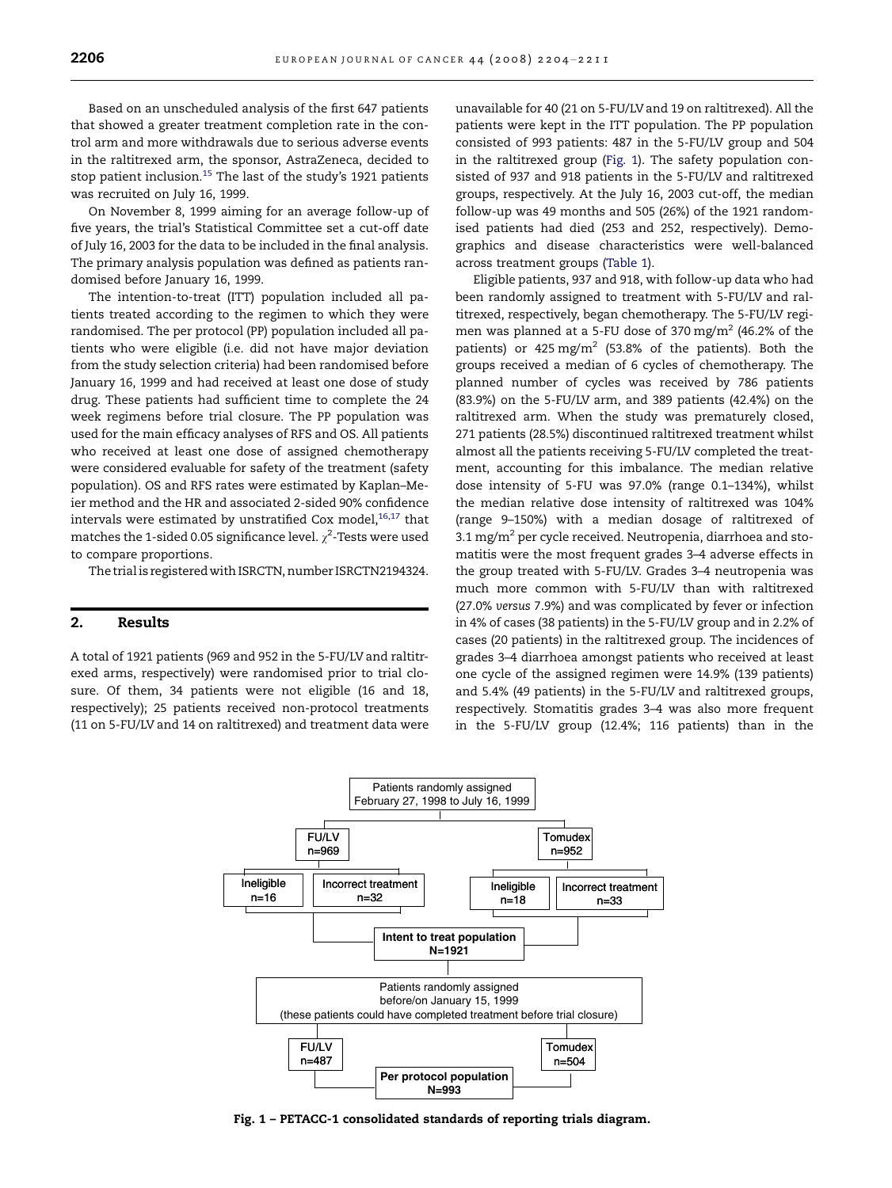Based on an unscheduled analysis of the first 647 patients that showed a greater treatment completion rate in the control arm and more withdrawals due to serious adverse events in the raltitrexed arm, the sponsor, AstraZeneca, decided to stop patient inclusion.[15] The last of the study's 1921 patients was recruited on July 16, 1999.

On November 8, 1999 aiming for an average follow-up of five years, the trial's Statistical Committee set a cut-off date of July 16, 2003 for the data to be included in the final analysis. The primary analysis population was defined as patients randomised before January 16, 1999.

The intention-to-treat (ITT) population included all patients treated according to the regimen to which they were randomised. The per protocol (PP) population included all patients who were eligible (i.e. did not have major deviation from the study selection criteria) had been randomised before January 16, 1999 and had received at least one dose of study drug. These patients had sufficient time to complete the 24 week regimens before trial closure. The PP population was used for the main efficacy analyses of RFS and OS. All patients who received at least one dose of assigned chemotherapy were considered evaluable for safety of the treatment (safety population). OS and RFS rates were estimated by Kaplan–Meier method and the HR and associated 2-sided 90% confidence intervals were estimated by unstratified Cox model,[16,17] that matches the 1-sided 0.05 significance level. $\chi^2$-Tests were used to compare proportions.

The trial is registered with ISRCTN, number ISRCTN2194324.

## 2. Results

A total of 1921 patients (969 and 952 in the 5-FU/LV and raltitrexed arms, respectively) were randomised prior to trial closure. Of them, 34 patients were not eligible (16 and 18, respectively); 25 patients received non-protocol treatments (11 on 5-FU/LV and 14 on raltitrexed) and treatment data were unavailable for 40 (21 on 5-FU/LV and 19 on raltitrexed). All the patients were kept in the ITT population. The PP population consisted of 993 patients: 487 in the 5-FU/LV group and 504 in the raltitrexed group (Fig. 1). The safety population consisted of 937 and 918 patients in the 5-FU/LV and raltitrexed groups, respectively. At the July 16, 2003 cut-off, the median follow-up was 49 months and 505 (26%) of the 1921 randomised patients had died (253 and 252, respectively). Demographics and disease characteristics were well-balanced across treatment groups (Table 1).

Eligible patients, 937 and 918, with follow-up data who had been randomly assigned to treatment with 5-FU/LV and raltitrexed, respectively, began chemotherapy. The 5-FU/LV regimen was planned at a 5-FU dose of 370 mg/m$^2$ (46.2% of the patients) or 425 mg/m$^2$ (53.8% of the patients). Both the groups received a median of 6 cycles of chemotherapy. The planned number of cycles was received by 786 patients (83.9%) on the 5-FU/LV arm, and 389 patients (42.4%) on the raltitrexed arm. When the study was prematurely closed, 271 patients (28.5%) discontinued raltitrexed treatment whilst almost all the patients receiving 5-FU/LV completed the treatment, accounting for this imbalance. The median relative dose intensity of 5-FU was 97.0% (range 0.1–134%), whilst the median relative dose intensity of raltitrexed was 104% (range 9–150%) with a median dosage of raltitrexed of 3.1 mg/m$^2$ per cycle received. Neutropenia, diarrhoea and stomatitis were the most frequent grades 3–4 adverse effects in the group treated with 5-FU/LV. Grades 3–4 neutropenia was much more common with 5-FU/LV than with raltitrexed (27.0% *versus* 7.9%) and was complicated by fever or infection in 4% of cases (38 patients) in the 5-FU/LV group and in 2.2% of cases (20 patients) in the raltitrexed group. The incidences of grades 3–4 diarrhoea amongst patients who received at least one cycle of the assigned regimen were 14.9% (139 patients) and 5.4% (49 patients) in the 5-FU/LV and raltitrexed groups, respectively. Stomatitis grades 3–4 was also more frequent in the 5-FU/LV group (12.4%; 116 patients) than in the

Patients randomly assigned February 27, 1998 to July 16, 1999

FU/LV n=969 — Ineligible n=16; Incorrect treatment n=32

Tomudex n=952 — Ineligible n=18; Incorrect treatment n=33

Intent to treat population N=1921

Patients randomly assigned before/on January 15, 1999 (these patients could have completed treatment before trial closure)

FU/LV n=487; Tomudex n=504

Per protocol population N=993

**Fig. 1 – PETACC-1 consolidated standards of reporting trials diagram.**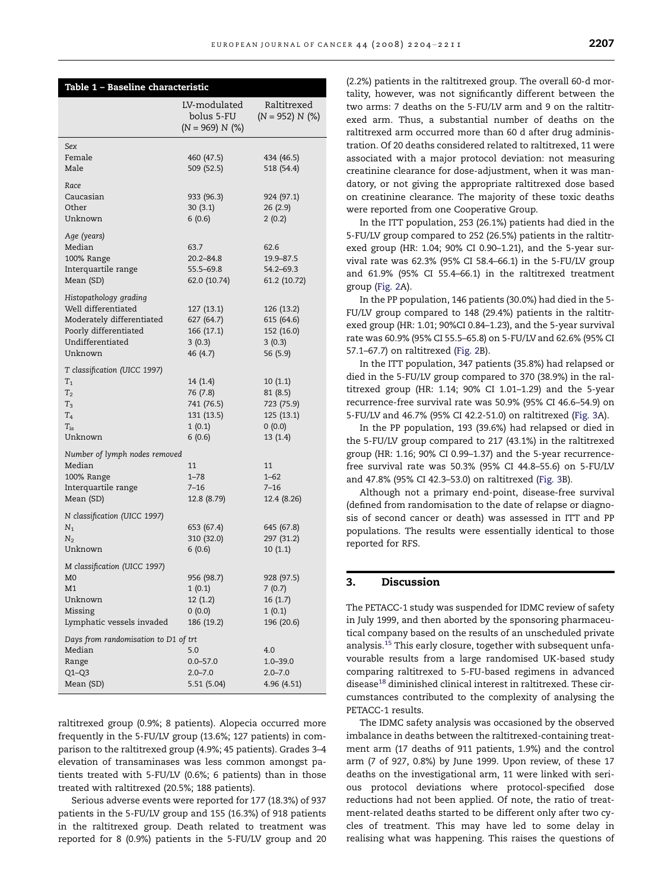**Table 1 – Baseline characteristic**

| | LV-modulated bolus 5-FU (N = 969) N (%) | Raltitrexed (N = 952) N (%) |
|---|---|---|
| *Sex* | | |
| Female | 460 (47.5) | 434 (46.5) |
| Male | 509 (52.5) | 518 (54.4) |
| *Race* | | |
| Caucasian | 933 (96.3) | 924 (97.1) |
| Other | 30 (3.1) | 26 (2.9) |
| Unknown | 6 (0.6) | 2 (0.2) |
| *Age (years)* | | |
| Median | 63.7 | 62.6 |
| 100% Range | 20.2–84.8 | 19.9–87.5 |
| Interquartile range | 55.5–69.8 | 54.2–69.3 |
| Mean (SD) | 62.0 (10.74) | 61.2 (10.72) |
| *Histopathology grading* | | |
| Well differentiated | 127 (13.1) | 126 (13.2) |
| Moderately differentiated | 627 (64.7) | 615 (64.6) |
| Poorly differentiated | 166 (17.1) | 152 (16.0) |
| Undifferentiated | 3 (0.3) | 3 (0.3) |
| Unknown | 46 (4.7) | 56 (5.9) |
| *T classification (UICC 1997)* | | |
| $T_1$ | 14 (1.4) | 10 (1.1) |
| $T_2$ | 76 (7.8) | 81 (8.5) |
| $T_3$ | 741 (76.5) | 723 (75.9) |
| $T_4$ | 131 (13.5) | 125 (13.1) |
| $T_{is}$ | 1 (0.1) | 0 (0.0) |
| Unknown | 6 (0.6) | 13 (1.4) |
| *Number of lymph nodes removed* | | |
| Median | 11 | 11 |
| 100% Range | 1–78 | 1–62 |
| Interquartile range | 7–16 | 7–16 |
| Mean (SD) | 12.8 (8.79) | 12.4 (8.26) |
| *N classification (UICC 1997)* | | |
| $N_1$ | 653 (67.4) | 645 (67.8) |
| $N_2$ | 310 (32.0) | 297 (31.2) |
| Unknown | 6 (0.6) | 10 (1.1) |
| *M classification (UICC 1997)* | | |
| M0 | 956 (98.7) | 928 (97.5) |
| M1 | 1 (0.1) | 7 (0.7) |
| Unknown | 12 (1.2) | 16 (1.7) |
| Missing | 0 (0.0) | 1 (0.1) |
| Lymphatic vessels invaded | 186 (19.2) | 196 (20.6) |
| *Days from randomisation to D1 of trt* | | |
| Median | 5.0 | 4.0 |
| Range | 0.0–57.0 | 1.0–39.0 |
| Q1–Q3 | 2.0–7.0 | 2.0–7.0 |
| Mean (SD) | 5.51 (5.04) | 4.96 (4.51) |

raltitrexed group (0.9%; 8 patients). Alopecia occurred more frequently in the 5-FU/LV group (13.6%; 127 patients) in comparison to the raltitrexed group (4.9%; 45 patients). Grades 3–4 elevation of transaminases was less common amongst patients treated with 5-FU/LV (0.6%; 6 patients) than in those treated with raltitrexed (20.5%; 188 patients).

Serious adverse events were reported for 177 (18.3%) of 937 patients in the 5-FU/LV group and 155 (16.3%) of 918 patients in the raltitrexed group. Death related to treatment was reported for 8 (0.9%) patients in the 5-FU/LV group and 20 (2.2%) patients in the raltitrexed group. The overall 60-d mortality, however, was not significantly different between the two arms: 7 deaths on the 5-FU/LV arm and 9 on the raltitrexed arm. Thus, a substantial number of deaths on the raltitrexed arm occurred more than 60 d after drug administration. Of 20 deaths considered related to raltitrexed, 11 were associated with a major protocol deviation: not measuring creatinine clearance for dose-adjustment, when it was mandatory, or not giving the appropriate raltitrexed dose based on creatinine clearance. The majority of these toxic deaths were reported from one Cooperative Group.

In the ITT population, 253 (26.1%) patients had died in the 5-FU/LV group compared to 252 (26.5%) patients in the raltitrexed group (HR: 1.04; 90% CI 0.90–1.21), and the 5-year survival rate was 62.3% (95% CI 58.4–66.1) in the 5-FU/LV group and 61.9% (95% CI 55.4–66.1) in the raltitrexed treatment group (Fig. 2A).

In the PP population, 146 patients (30.0%) had died in the 5-FU/LV group compared to 148 (29.4%) patients in the raltitrexed group (HR: 1.01; 90%CI 0.84–1.23), and the 5-year survival rate was 60.9% (95% CI 55.5–65.8) on 5-FU/LV and 62.6% (95% CI 57.1–67.7) on raltitrexed (Fig. 2B).

In the ITT population, 347 patients (35.8%) had relapsed or died in the 5-FU/LV group compared to 370 (38.9%) in the raltitrexed group (HR: 1.14; 90% CI 1.01–1.29) and the 5-year recurrence-free survival rate was 50.9% (95% CI 46.6–54.9) on 5-FU/LV and 46.7% (95% CI 42.2-51.0) on raltitrexed (Fig. 3A).

In the PP population, 193 (39.6%) had relapsed or died in the 5-FU/LV group compared to 217 (43.1%) in the raltitrexed group (HR: 1.16; 90% CI 0.99–1.37) and the 5-year recurrence-free survival rate was 50.3% (95% CI 44.8–55.6) on 5-FU/LV and 47.8% (95% CI 42.3–53.0) on raltitrexed (Fig. 3B).

Although not a primary end-point, disease-free survival (defined from randomisation to the date of relapse or diagnosis of second cancer or death) was assessed in ITT and PP populations. The results were essentially identical to those reported for RFS.

## 3. Discussion

The PETACC-1 study was suspended for IDMC review of safety in July 1999, and then aborted by the sponsoring pharmaceutical company based on the results of an unscheduled private analysis.[15] This early closure, together with subsequent unfavourable results from a large randomised UK-based study comparing raltitrexed to 5-FU-based regimens in advanced disease[18] diminished clinical interest in raltitrexed. These circumstances contributed to the complexity of analysing the PETACC-1 results.

The IDMC safety analysis was occasioned by the observed imbalance in deaths between the raltitrexed-containing treatment arm (17 deaths of 911 patients, 1.9%) and the control arm (7 of 927, 0.8%) by June 1999. Upon review, of these 17 deaths on the investigational arm, 11 were linked with serious protocol deviations where protocol-specified dose reductions had not been applied. Of note, the ratio of treatment-related deaths started to be different only after two cycles of treatment. This may have led to some delay in realising what was happening. This raises the questions of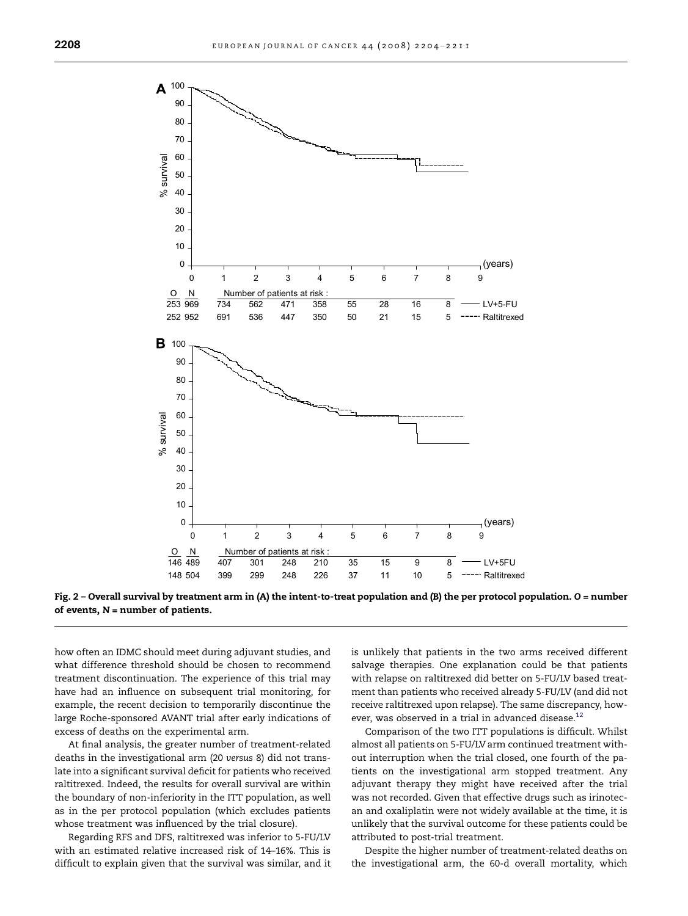Fig. 2 – Overall survival by treatment arm in (A) the intent-to-treat population and (B) the per protocol population. O = number of events, N = number of patients.

how often an IDMC should meet during adjuvant studies, and what difference threshold should be chosen to recommend treatment discontinuation. The experience of this trial may have had an influence on subsequent trial monitoring, for example, the recent decision to temporarily discontinue the large Roche-sponsored AVANT trial after early indications of excess of deaths on the experimental arm.

At final analysis, the greater number of treatment-related deaths in the investigational arm (20 *versus* 8) did not translate into a significant survival deficit for patients who received raltitrexed. Indeed, the results for overall survival are within the boundary of non-inferiority in the ITT population, as well as in the per protocol population (which excludes patients whose treatment was influenced by the trial closure).

Regarding RFS and DFS, raltitrexed was inferior to 5-FU/LV with an estimated relative increased risk of 14–16%. This is difficult to explain given that the survival was similar, and it is unlikely that patients in the two arms received different salvage therapies. One explanation could be that patients with relapse on raltitrexed did better on 5-FU/LV based treatment than patients who received already 5-FU/LV (and did not receive raltitrexed upon relapse). The same discrepancy, however, was observed in a trial in advanced disease.[12]

Comparison of the two ITT populations is difficult. Whilst almost all patients on 5-FU/LV arm continued treatment without interruption when the trial closed, one fourth of the patients on the investigational arm stopped treatment. Any adjuvant therapy they might have received after the trial was not recorded. Given that effective drugs such as irinotecan and oxaliplatin were not widely available at the time, it is unlikely that the survival outcome for these patients could be attributed to post-trial treatment.

Despite the higher number of treatment-related deaths on the investigational arm, the 60-d overall mortality, which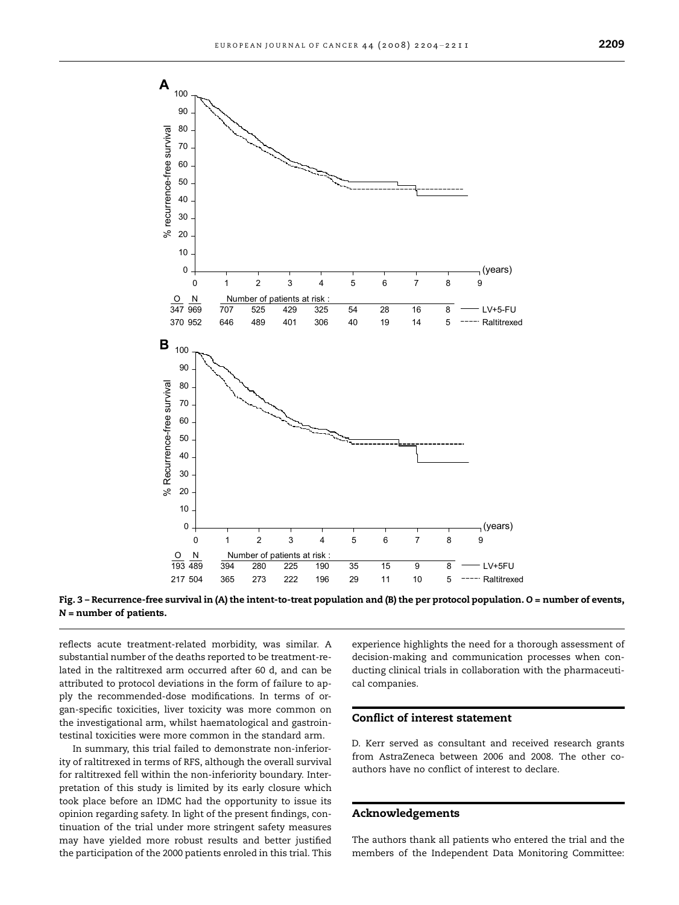Fig. 3 – Recurrence-free survival in (A) the intent-to-treat population and (B) the per protocol population. O = number of events, N = number of patients.

reflects acute treatment-related morbidity, was similar. A substantial number of the deaths reported to be treatment-related in the raltitrexed arm occurred after 60 d, and can be attributed to protocol deviations in the form of failure to apply the recommended-dose modifications. In terms of organ-specific toxicities, liver toxicity was more common on the investigational arm, whilst haematological and gastrointestinal toxicities were more common in the standard arm.

In summary, this trial failed to demonstrate non-inferiority of raltitrexed in terms of RFS, although the overall survival for raltitrexed fell within the non-inferiority boundary. Interpretation of this study is limited by its early closure which took place before an IDMC had the opportunity to issue its opinion regarding safety. In light of the present findings, continuation of the trial under more stringent safety measures may have yielded more robust results and better justified the participation of the 2000 patients enroled in this trial. This experience highlights the need for a thorough assessment of decision-making and communication processes when conducting clinical trials in collaboration with the pharmaceutical companies.

## Conflict of interest statement

D. Kerr served as consultant and received research grants from AstraZeneca between 2006 and 2008. The other co-authors have no conflict of interest to declare.

## Acknowledgements

The authors thank all patients who entered the trial and the members of the Independent Data Monitoring Committee: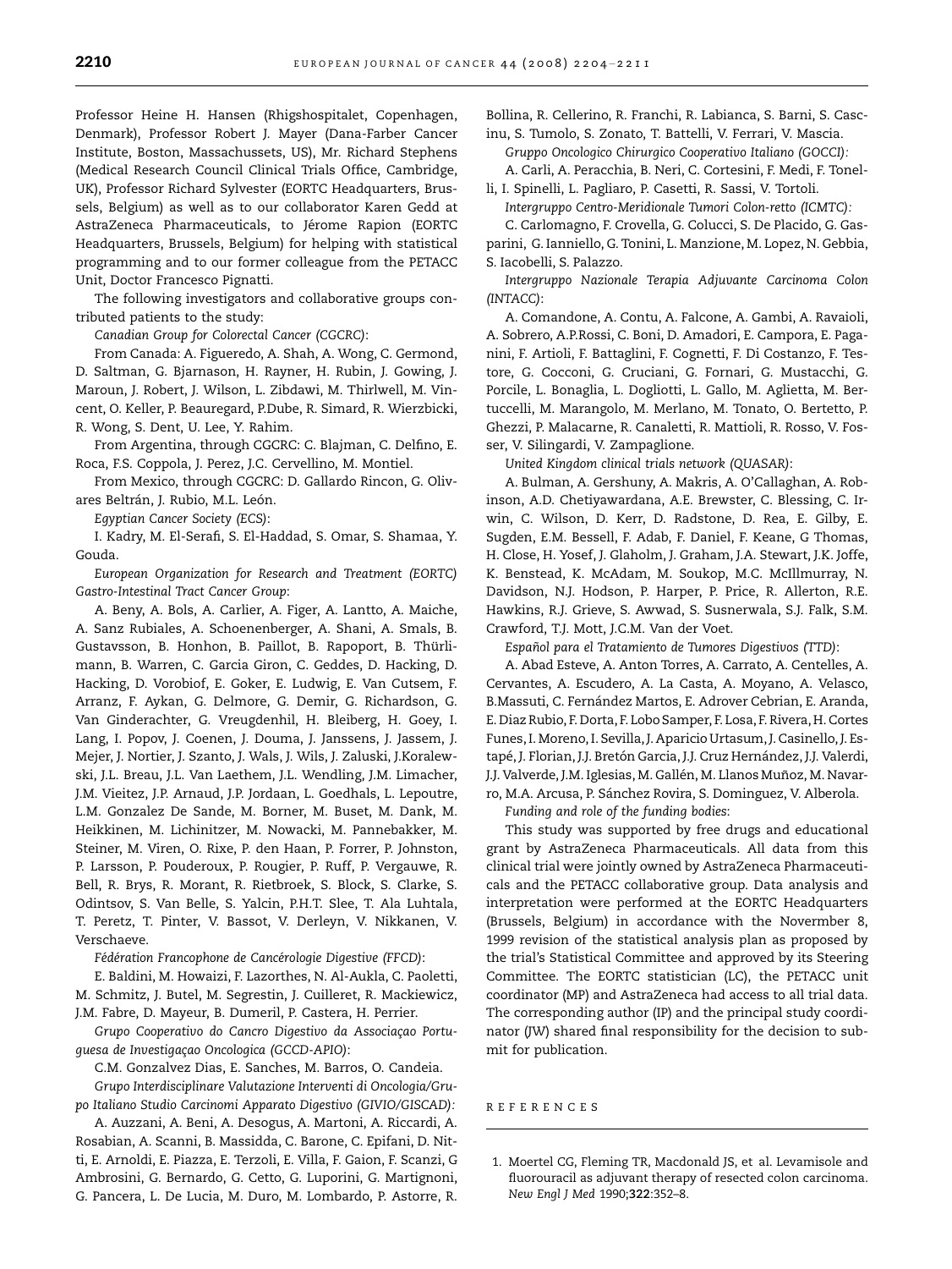Professor Heine H. Hansen (Rhigshospitalet, Copenhagen, Denmark), Professor Robert J. Mayer (Dana-Farber Cancer Institute, Boston, Massachussets, US), Mr. Richard Stephens (Medical Research Council Clinical Trials Office, Cambridge, UK), Professor Richard Sylvester (EORTC Headquarters, Brussels, Belgium) as well as to our collaborator Karen Gedd at AstraZeneca Pharmaceuticals, to Jérome Rapion (EORTC Headquarters, Brussels, Belgium) for helping with statistical programming and to our former colleague from the PETACC Unit, Doctor Francesco Pignatti.

The following investigators and collaborative groups contributed patients to the study:

*Canadian Group for Colorectal Cancer (CGCRC)*:

From Canada: A. Figueredo, A. Shah, A. Wong, C. Germond, D. Saltman, G. Bjarnason, H. Rayner, H. Rubin, J. Gowing, J. Maroun, J. Robert, J. Wilson, L. Zibdawi, M. Thirlwell, M. Vincent, O. Keller, P. Beauregard, P.Dube, R. Simard, R. Wierzbicki, R. Wong, S. Dent, U. Lee, Y. Rahim.

From Argentina, through CGCRC: C. Blajman, C. Delfino, E. Roca, F.S. Coppola, J. Perez, J.C. Cervellino, M. Montiel.

From Mexico, through CGCRC: D. Gallardo Rincon, G. Olivares Beltrán, J. Rubio, M.L. León.

*Egyptian Cancer Society (ECS)*:

I. Kadry, M. El-Serafi, S. El-Haddad, S. Omar, S. Shamaa, Y. Gouda.

*European Organization for Research and Treatment (EORTC) Gastro-Intestinal Tract Cancer Group*:

A. Beny, A. Bols, A. Carlier, A. Figer, A. Lantto, A. Maiche, A. Sanz Rubiales, A. Schoenenberger, A. Shani, A. Smals, B. Gustavsson, B. Honhon, B. Paillot, B. Rapoport, B. Thürlimann, B. Warren, C. Garcia Giron, C. Geddes, D. Hacking, D. Hacking, D. Vorobiof, E. Goker, E. Ludwig, E. Van Cutsem, F. Arranz, F. Aykan, G. Delmore, G. Demir, G. Richardson, G. Van Ginderachter, G. Vreugdenhil, H. Bleiberg, H. Goey, I. Lang, I. Popov, J. Coenen, J. Douma, J. Janssens, J. Jassem, J. Mejer, J. Nortier, J. Szanto, J. Wals, J. Wils, J. Zaluski, J.Koralewski, J.L. Breau, J.L. Van Laethem, J.L. Wendling, J.M. Limacher, J.M. Vieitez, J.P. Arnaud, J.P. Jordaan, L. Goedhals, L. Lepoutre, L.M. Gonzalez De Sande, M. Borner, M. Buset, M. Dank, M. Heikkinen, M. Lichinitzer, M. Nowacki, M. Pannebakker, M. Steiner, M. Viren, O. Rixe, P. den Haan, P. Forrer, P. Johnston, P. Larsson, P. Pouderoux, P. Rougier, P. Ruff, P. Vergauwe, R. Bell, R. Brys, R. Morant, R. Rietbroek, S. Block, S. Clarke, S. Odintsov, S. Van Belle, S. Yalcin, P.H.T. Slee, T. Ala Luhtala, T. Peretz, T. Pinter, V. Bassot, V. Derleyn, V. Nikkanen, V. Verschaeve.

*Fédération Francophone de Cancérologie Digestive (FFCD)*:

E. Baldini, M. Howaizi, F. Lazorthes, N. Al-Aukla, C. Paoletti, M. Schmitz, J. Butel, M. Segrestin, J. Cuilleret, R. Mackiewicz, J.M. Fabre, D. Mayeur, B. Dumeril, P. Castera, H. Perrier.

*Grupo Cooperativo do Cancro Digestivo da Associaçao Portuguesa de Investigaçao Oncologica (GCCD-APIO)*:

C.M. Gonzalvez Dias, E. Sanches, M. Barros, O. Candeia.

*Gruppo Interdisciplinare Valutazione Interventi di Oncologia/Gruppo Italiano Studio Carcinomi Apparato Digestivo (GIVIO/GISCAD):*

A. Auzzani, A. Beni, A. Desogus, A. Martoni, A. Riccardi, A. Rosabian, A. Scanni, B. Massidda, C. Barone, C. Epifani, D. Nitti, E. Arnoldi, E. Piazza, E. Terzoli, E. Villa, F. Gaion, F. Scanzi, G Ambrosini, G. Bernardo, G. Cetto, G. Luporini, G. Martignoni, G. Pancera, L. De Lucia, M. Duro, M. Lombardo, P. Astorre, R. Bollina, R. Cellerino, R. Franchi, R. Labianca, S. Barni, S. Cascinu, S. Tumolo, S. Zonato, T. Battelli, V. Ferrari, V. Mascia.

*Gruppo Oncologico Chirurgico Cooperativo Italiano (GOCCI):*

A. Carli, A. Peracchia, B. Neri, C. Cortesini, F. Medi, F. Tonelli, I. Spinelli, L. Pagliaro, P. Casetti, R. Sassi, V. Tortoli.

*Intergruppo Centro-Meridionale Tumori Colon-retto (ICMTC):*

C. Carlomagno, F. Crovella, G. Colucci, S. De Placido, G. Gasparini, G. Ianniello, G. Tonini, L. Manzione, M. Lopez, N. Gebbia, S. Iacobelli, S. Palazzo.

*Intergruppo Nazionale Terapia Adjuvante Carcinoma Colon (INTACC)*:

A. Comandone, A. Contu, A. Falcone, A. Gambi, A. Ravaioli, A. Sobrero, A.P.Rossi, C. Boni, D. Amadori, E. Campora, E. Paganini, F. Artioli, F. Battaglini, F. Cognetti, F. Di Costanzo, F. Testore, G. Cocconi, G. Cruciani, G. Fornari, G. Mustacchi, G. Porcile, L. Bonaglia, L. Dogliotti, L. Gallo, M. Aglietta, M. Bertuccelli, M. Marangolo, M. Merlano, M. Tonato, O. Bertetto, P. Ghezzi, P. Malacarne, R. Canaletti, R. Mattioli, R. Rosso, V. Fosser, V. Silingardi, V. Zampaglione.

*United Kingdom clinical trials network (QUASAR)*:

A. Bulman, A. Gershuny, A. Makris, A. O'Callaghan, A. Robinson, A.D. Chetiyawardana, A.E. Brewster, C. Blessing, C. Irwin, C. Wilson, D. Kerr, D. Radstone, D. Rea, E. Gilby, E. Sugden, E.M. Bessell, F. Adab, F. Daniel, F. Keane, G Thomas, H. Close, H. Yosef, J. Glaholm, J. Graham, J.A. Stewart, J.K. Joffe, K. Benstead, K. McAdam, M. Soukop, M.C. McIllmurray, N. Davidson, N.J. Hodson, P. Harper, P. Price, R. Allerton, R.E. Hawkins, R.J. Grieve, S. Awwad, S. Susnerwala, S.J. Falk, S.M. Crawford, T.J. Mott, J.C.M. Van der Voet.

*Español para el Tratamiento de Tumores Digestivos (TTD)*:

A. Abad Esteve, A. Anton Torres, A. Carrato, A. Centelles, A. Cervantes, A. Escudero, A. La Casta, A. Moyano, A. Velasco, B.Massuti, C. Fernández Martos, E. Adrover Cebrian, E. Aranda, E. Diaz Rubio, F. Dorta, F. Lobo Samper, F. Losa, F. Rivera, H. Cortes Funes, I. Moreno, I. Sevilla, J. Aparicio Urtasum, J. Casinello, J. Estapé, J. Florian, J.J. Bretón Garcia, J.J. Cruz Hernández, J.J. Valerdi, J.J. Valverde, J.M. Iglesias, M. Gallén, M. Llanos Muñoz, M. Navarro, M.A. Arcusa, P. Sánchez Rovira, S. Dominguez, V. Alberola.

*Funding and role of the funding bodies*:

This study was supported by free drugs and educational grant by AstraZeneca Pharmaceuticals. All data from this clinical trial were jointly owned by AstraZeneca Pharmaceuticals and the PETACC collaborative group. Data analysis and interpretation were performed at the EORTC Headquarters (Brussels, Belgium) in accordance with the Novermber 8, 1999 revision of the statistical analysis plan as proposed by the trial's Statistical Committee and approved by its Steering Committee. The EORTC statistician (LC), the PETACC unit coordinator (MP) and AstraZeneca had access to all trial data. The corresponding author (IP) and the principal study coordinator (JW) shared final responsibility for the decision to submit for publication.

## REFERENCES

1. Moertel CG, Fleming TR, Macdonald JS, et al. Levamisole and fluorouracil as adjuvant therapy of resected colon carcinoma. *New Engl J Med* 1990;**322**:352–8.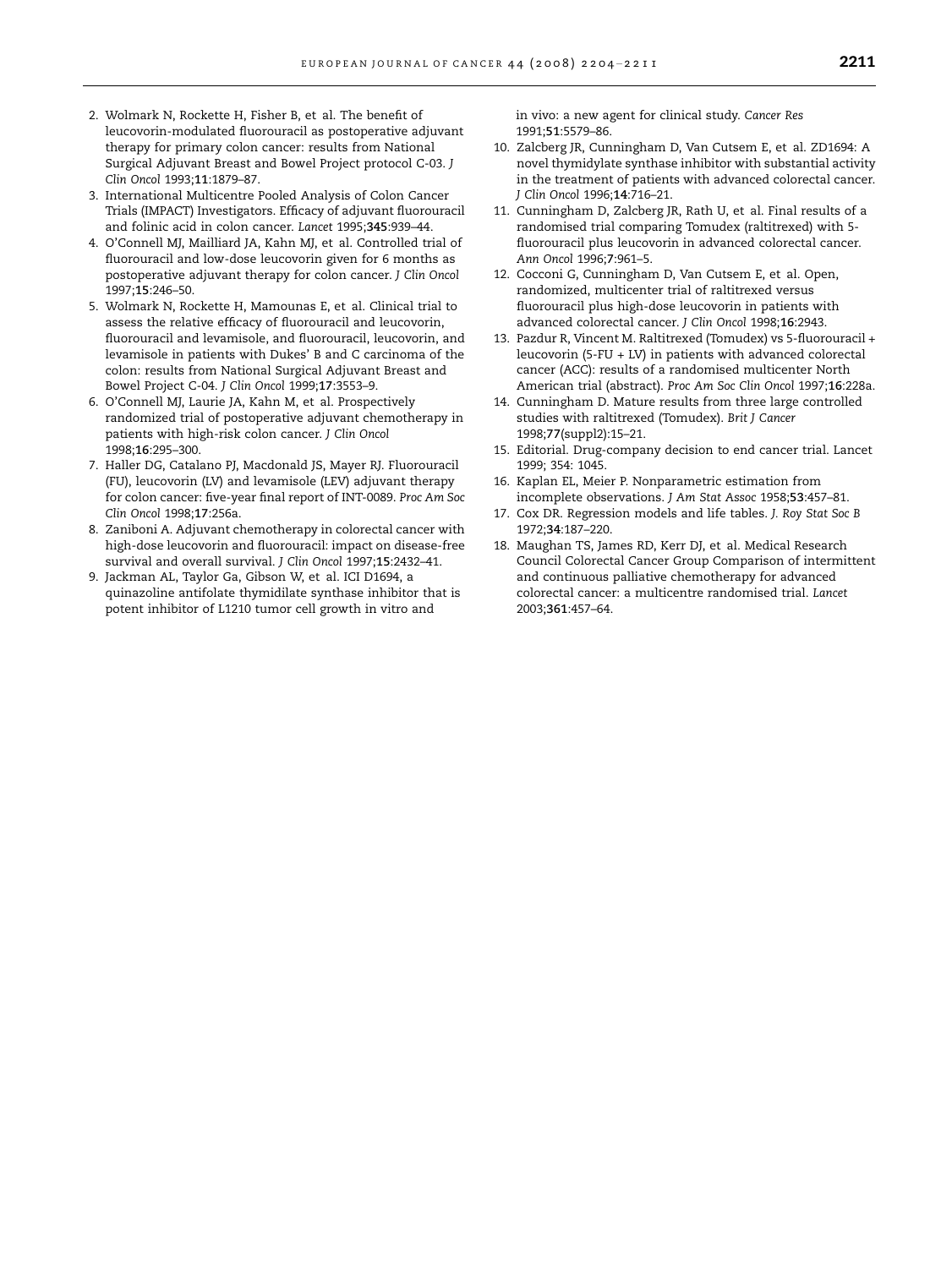2. Wolmark N, Rockette H, Fisher B, et al. The benefit of leucovorin-modulated fluorouracil as postoperative adjuvant therapy for primary colon cancer: results from National Surgical Adjuvant Breast and Bowel Project protocol C-03. *J Clin Oncol* 1993;**11**:1879–87.
3. International Multicentre Pooled Analysis of Colon Cancer Trials (IMPACT) Investigators. Efficacy of adjuvant fluorouracil and folinic acid in colon cancer. *Lancet* 1995;**345**:939–44.
4. O'Connell MJ, Mailliard JA, Kahn MJ, et al. Controlled trial of fluorouracil and low-dose leucovorin given for 6 months as postoperative adjuvant therapy for colon cancer. *J Clin Oncol* 1997;**15**:246–50.
5. Wolmark N, Rockette H, Mamounas E, et al. Clinical trial to assess the relative efficacy of fluorouracil and leucovorin, fluorouracil and levamisole, and fluorouracil, leucovorin, and levamisole in patients with Dukes' B and C carcinoma of the colon: results from National Surgical Adjuvant Breast and Bowel Project C-04. *J Clin Oncol* 1999;**17**:3553–9.
6. O'Connell MJ, Laurie JA, Kahn M, et al. Prospectively randomized trial of postoperative adjuvant chemotherapy in patients with high-risk colon cancer. *J Clin Oncol* 1998;**16**:295–300.
7. Haller DG, Catalano PJ, Macdonald JS, Mayer RJ. Fluorouracil (FU), leucovorin (LV) and levamisole (LEV) adjuvant therapy for colon cancer: five-year final report of INT-0089. *Proc Am Soc Clin Oncol* 1998;**17**:256a.
8. Zaniboni A. Adjuvant chemotherapy in colorectal cancer with high-dose leucovorin and fluorouracil: impact on disease-free survival and overall survival. *J Clin Oncol* 1997;**15**:2432–41.
9. Jackman AL, Taylor Ga, Gibson W, et al. ICI D1694, a quinazoline antifolate thymidilate synthase inhibitor that is potent inhibitor of L1210 tumor cell growth in vitro and in vivo: a new agent for clinical study. *Cancer Res* 1991;**51**:5579–86.
10. Zalcberg JR, Cunningham D, Van Cutsem E, et al. ZD1694: A novel thymidylate synthase inhibitor with substantial activity in the treatment of patients with advanced colorectal cancer. *J Clin Oncol* 1996;**14**:716–21.
11. Cunningham D, Zalcberg JR, Rath U, et al. Final results of a randomised trial comparing Tomudex (raltitrexed) with 5-fluorouracil plus leucovorin in advanced colorectal cancer. *Ann Oncol* 1996;**7**:961–5.
12. Cocconi G, Cunningham D, Van Cutsem E, et al. Open, randomized, multicenter trial of raltitrexed versus fluorouracil plus high-dose leucovorin in patients with advanced colorectal cancer. *J Clin Oncol* 1998;**16**:2943.
13. Pazdur R, Vincent M. Raltitrexed (Tomudex) vs 5-fluorouracil + leucovorin (5-FU + LV) in patients with advanced colorectal cancer (ACC): results of a randomised multicenter North American trial (abstract). *Proc Am Soc Clin Oncol* 1997;**16**:228a.
14. Cunningham D. Mature results from three large controlled studies with raltitrexed (Tomudex). *Brit J Cancer* 1998;**77**(suppl2):15–21.
15. Editorial. Drug-company decision to end cancer trial. Lancet 1999; 354: 1045.
16. Kaplan EL, Meier P. Nonparametric estimation from incomplete observations. *J Am Stat Assoc* 1958;**53**:457–81.
17. Cox DR. Regression models and life tables. *J. Roy Stat Soc B* 1972;**34**:187–220.
18. Maughan TS, James RD, Kerr DJ, et al. Medical Research Council Colorectal Cancer Group Comparison of intermittent and continuous palliative chemotherapy for advanced colorectal cancer: a multicentre randomised trial. *Lancet* 2003;**361**:457–64.